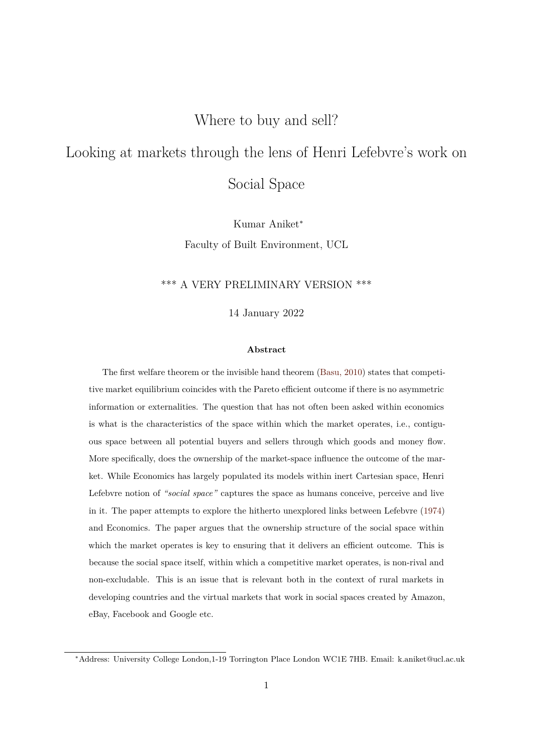# Where to buy and sell?

# Looking at markets through the lens of Henri Lefebvre's work on Social Space

Kumar Aniket*

Faculty of Built Environment, UCL

\*\*\* A VERY PRELIMINARY VERSION \*\*\*

14 January 2022

**Abstract**

The first welfare theorem or the invisible hand theorem (Basu, 2010) states that competitive market equilibrium coincides with the Pareto efficient outcome if there is no asymmetric information or externalities. The question that has not often been asked within economics is what is the characteristics of the space within which the market operates, i.e., contiguous space between all potential buyers and sellers through which goods and money flow. More specifically, does the ownership of the market-space influence the outcome of the market. While Economics has largely populated its models within inert Cartesian space, Henri Lefebvre notion of *"social space"* captures the space as humans conceive, perceive and live in it. The paper attempts to explore the hitherto unexplored links between Lefebvre (1974) and Economics. The paper argues that the ownership structure of the social space within which the market operates is key to ensuring that it delivers an efficient outcome. This is because the social space itself, within which a competitive market operates, is non-rival and non-excludable. This is an issue that is relevant both in the context of rural markets in developing countries and the virtual markets that work in social spaces created by Amazon, eBay, Facebook and Google etc.

---

*Address: University College London,1-19 Torrington Place London WC1E 7HB. Email: k.aniket@ucl.ac.uk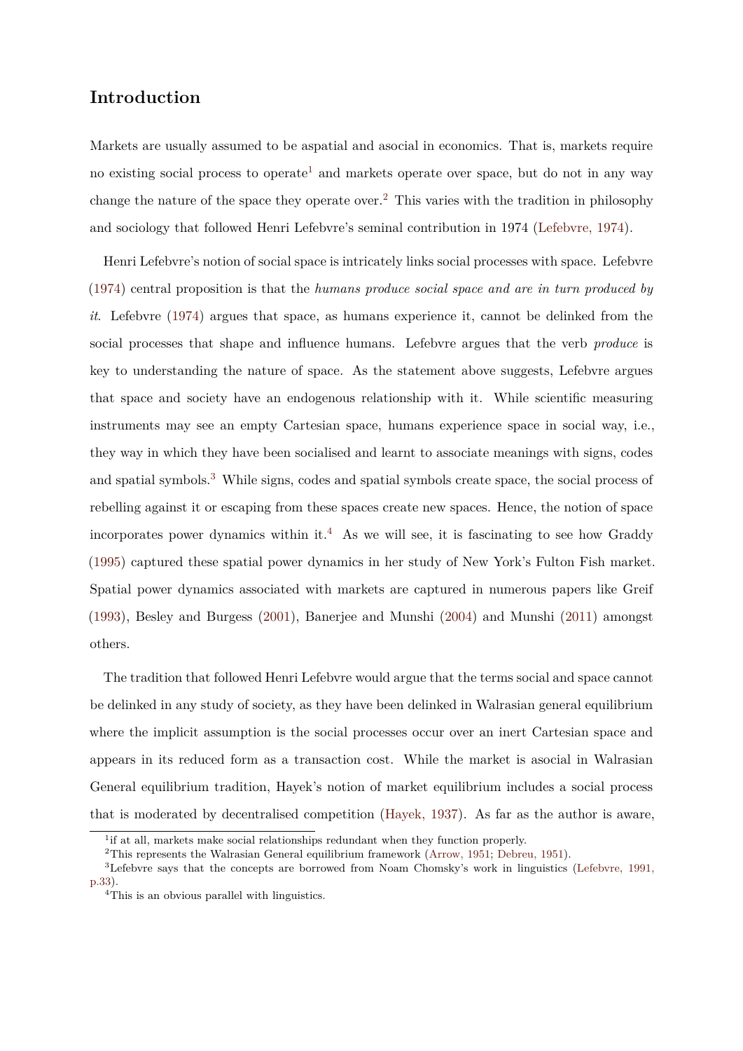## Introduction

Markets are usually assumed to be aspatial and asocial in economics. That is, markets require no existing social process to operate[1] and markets operate over space, but do not in any way change the nature of the space they operate over.[2] This varies with the tradition in philosophy and sociology that followed Henri Lefebvre's seminal contribution in 1974 (Lefebvre, 1974).

Henri Lefebvre's notion of social space is intricately links social processes with space. Lefebvre (1974) central proposition is that the *humans produce social space and are in turn produced by it*. Lefebvre (1974) argues that space, as humans experience it, cannot be delinked from the social processes that shape and influence humans. Lefebvre argues that the verb *produce* is key to understanding the nature of space. As the statement above suggests, Lefebvre argues that space and society have an endogenous relationship with it. While scientific measuring instruments may see an empty Cartesian space, humans experience space in social way, i.e., they way in which they have been socialised and learnt to associate meanings with signs, codes and spatial symbols.[3] While signs, codes and spatial symbols create space, the social process of rebelling against it or escaping from these spaces create new spaces. Hence, the notion of space incorporates power dynamics within it.[4] As we will see, it is fascinating to see how Graddy (1995) captured these spatial power dynamics in her study of New York's Fulton Fish market. Spatial power dynamics associated with markets are captured in numerous papers like Greif (1993), Besley and Burgess (2001), Banerjee and Munshi (2004) and Munshi (2011) amongst others.

The tradition that followed Henri Lefebvre would argue that the terms social and space cannot be delinked in any study of society, as they have been delinked in Walrasian general equilibrium where the implicit assumption is the social processes occur over an inert Cartesian space and appears in its reduced form as a transaction cost. While the market is asocial in Walrasian General equilibrium tradition, Hayek's notion of market equilibrium includes a social process that is moderated by decentralised competition (Hayek, 1937). As far as the author is aware,

[1] if at all, markets make social relationships redundant when they function properly.

[2] This represents the Walrasian General equilibrium framework (Arrow, 1951; Debreu, 1951).

[3] Lefebvre says that the concepts are borrowed from Noam Chomsky's work in linguistics (Lefebvre, 1991, p.33).

[4] This is an obvious parallel with linguistics.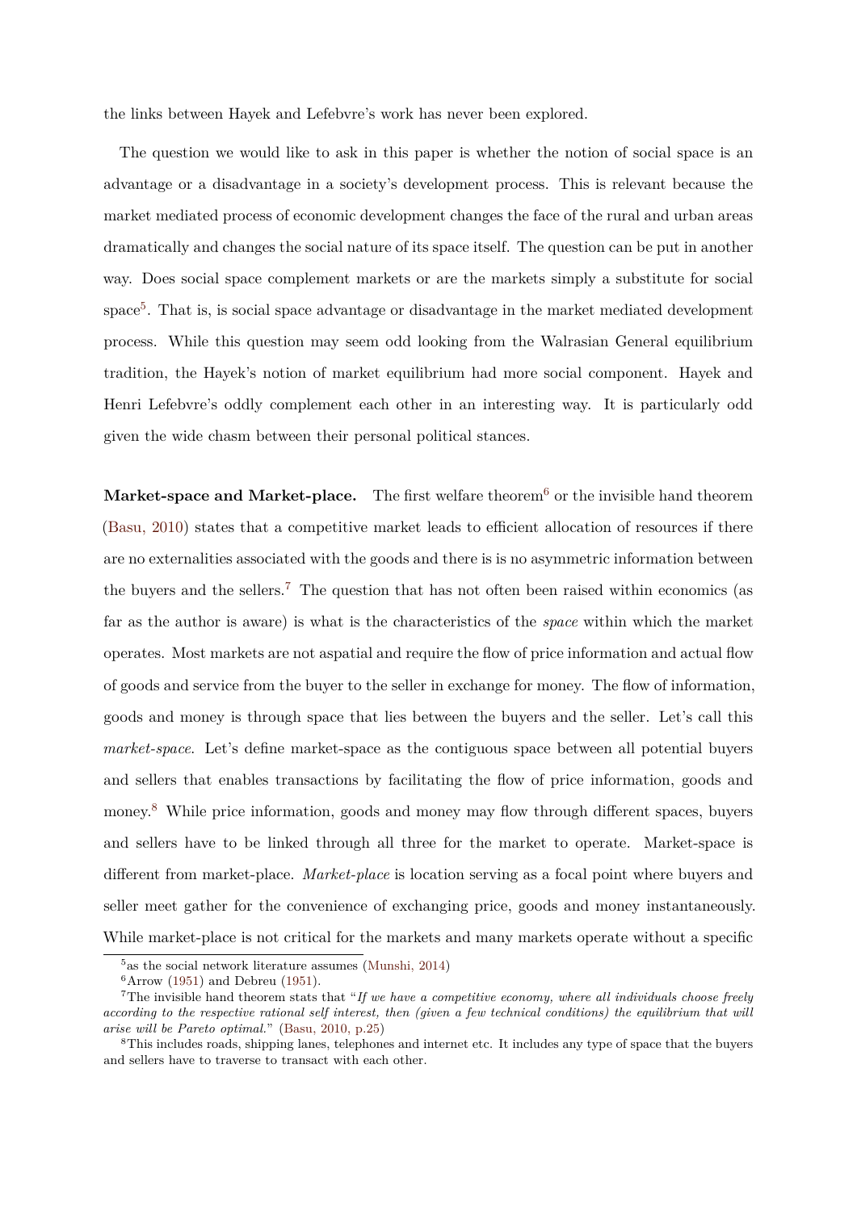the links between Hayek and Lefebvre's work has never been explored.

The question we would like to ask in this paper is whether the notion of social space is an advantage or a disadvantage in a society's development process. This is relevant because the market mediated process of economic development changes the face of the rural and urban areas dramatically and changes the social nature of its space itself. The question can be put in another way. Does social space complement markets or are the markets simply a substitute for social space[5]. That is, is social space advantage or disadvantage in the market mediated development process. While this question may seem odd looking from the Walrasian General equilibrium tradition, the Hayek's notion of market equilibrium had more social component. Hayek and Henri Lefebvre's oddly complement each other in an interesting way. It is particularly odd given the wide chasm between their personal political stances.

**Market-space and Market-place.** The first welfare theorem[6] or the invisible hand theorem (Basu, 2010) states that a competitive market leads to efficient allocation of resources if there are no externalities associated with the goods and there is is no asymmetric information between the buyers and the sellers.[7] The question that has not often been raised within economics (as far as the author is aware) is what is the characteristics of the *space* within which the market operates. Most markets are not aspatial and require the flow of price information and actual flow of goods and service from the buyer to the seller in exchange for money. The flow of information, goods and money is through space that lies between the buyers and the seller. Let's call this *market-space*. Let's define market-space as the contiguous space between all potential buyers and sellers that enables transactions by facilitating the flow of price information, goods and money.[8] While price information, goods and money may flow through different spaces, buyers and sellers have to be linked through all three for the market to operate. Market-space is different from market-place. *Market-place* is location serving as a focal point where buyers and seller meet gather for the convenience of exchanging price, goods and money instantaneously. While market-place is not critical for the markets and many markets operate without a specific

[5] as the social network literature assumes (Munshi, 2014)

[6] Arrow (1951) and Debreu (1951).

[7] The invisible hand theorem stats that "*If we have a competitive economy, where all individuals choose freely according to the respective rational self interest, then (given a few technical conditions) the equilibrium that will arise will be Pareto optimal.*" (Basu, 2010, p.25)

[8] This includes roads, shipping lanes, telephones and internet etc. It includes any type of space that the buyers and sellers have to traverse to transact with each other.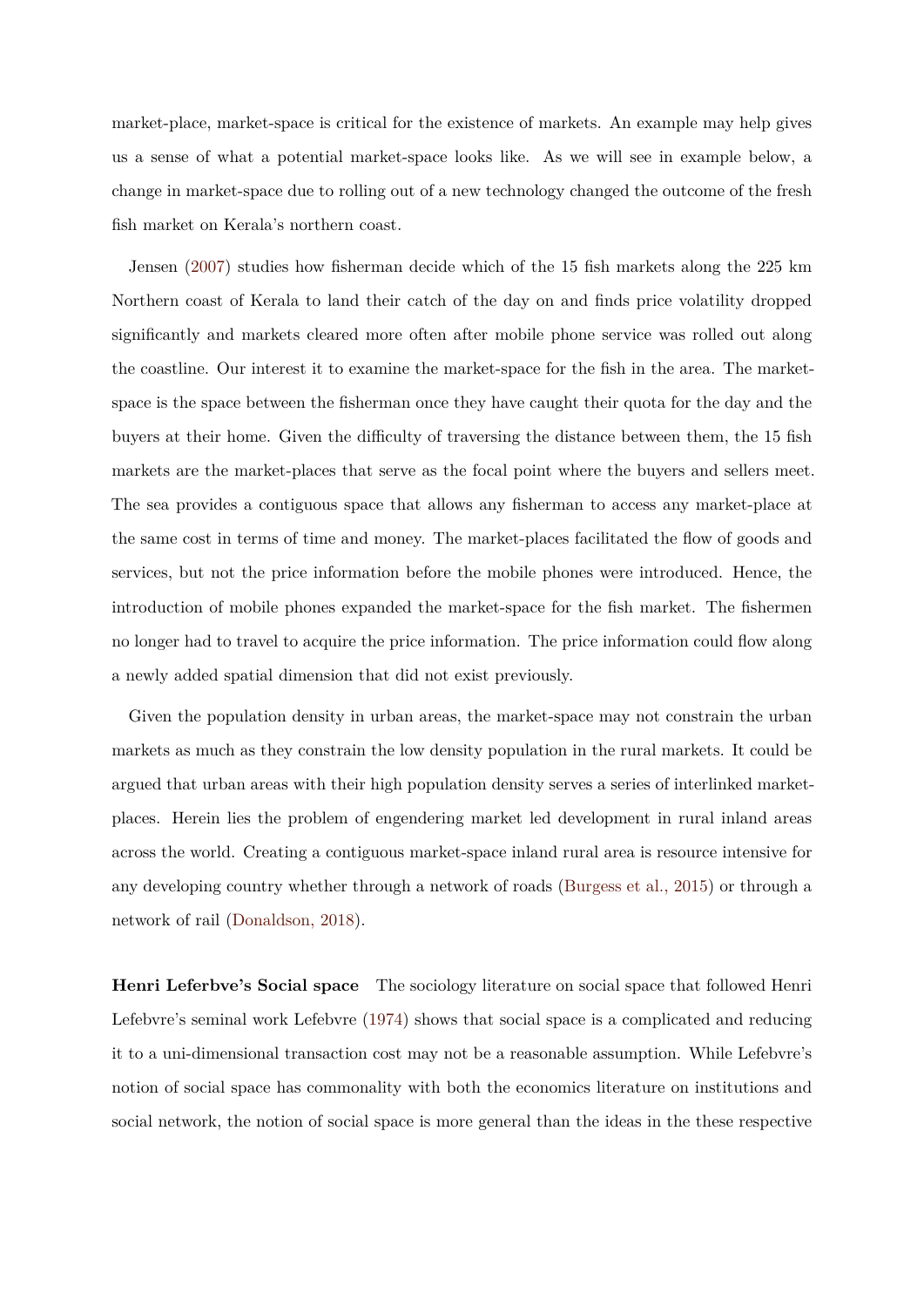market-place, market-space is critical for the existence of markets. An example may help gives us a sense of what a potential market-space looks like. As we will see in example below, a change in market-space due to rolling out of a new technology changed the outcome of the fresh fish market on Kerala's northern coast.

Jensen (2007) studies how fisherman decide which of the 15 fish markets along the 225 km Northern coast of Kerala to land their catch of the day on and finds price volatility dropped significantly and markets cleared more often after mobile phone service was rolled out along the coastline. Our interest it to examine the market-space for the fish in the area. The market-space is the space between the fisherman once they have caught their quota for the day and the buyers at their home. Given the difficulty of traversing the distance between them, the 15 fish markets are the market-places that serve as the focal point where the buyers and sellers meet. The sea provides a contiguous space that allows any fisherman to access any market-place at the same cost in terms of time and money. The market-places facilitated the flow of goods and services, but not the price information before the mobile phones were introduced. Hence, the introduction of mobile phones expanded the market-space for the fish market. The fishermen no longer had to travel to acquire the price information. The price information could flow along a newly added spatial dimension that did not exist previously.

Given the population density in urban areas, the market-space may not constrain the urban markets as much as they constrain the low density population in the rural markets. It could be argued that urban areas with their high population density serves a series of interlinked market-places. Herein lies the problem of engendering market led development in rural inland areas across the world. Creating a contiguous market-space inland rural area is resource intensive for any developing country whether through a network of roads (Burgess et al., 2015) or through a network of rail (Donaldson, 2018).

**Henri Leferbve's Social space** The sociology literature on social space that followed Henri Lefebvre's seminal work Lefebvre (1974) shows that social space is a complicated and reducing it to a uni-dimensional transaction cost may not be a reasonable assumption. While Lefebvre's notion of social space has commonality with both the economics literature on institutions and social network, the notion of social space is more general than the ideas in the these respective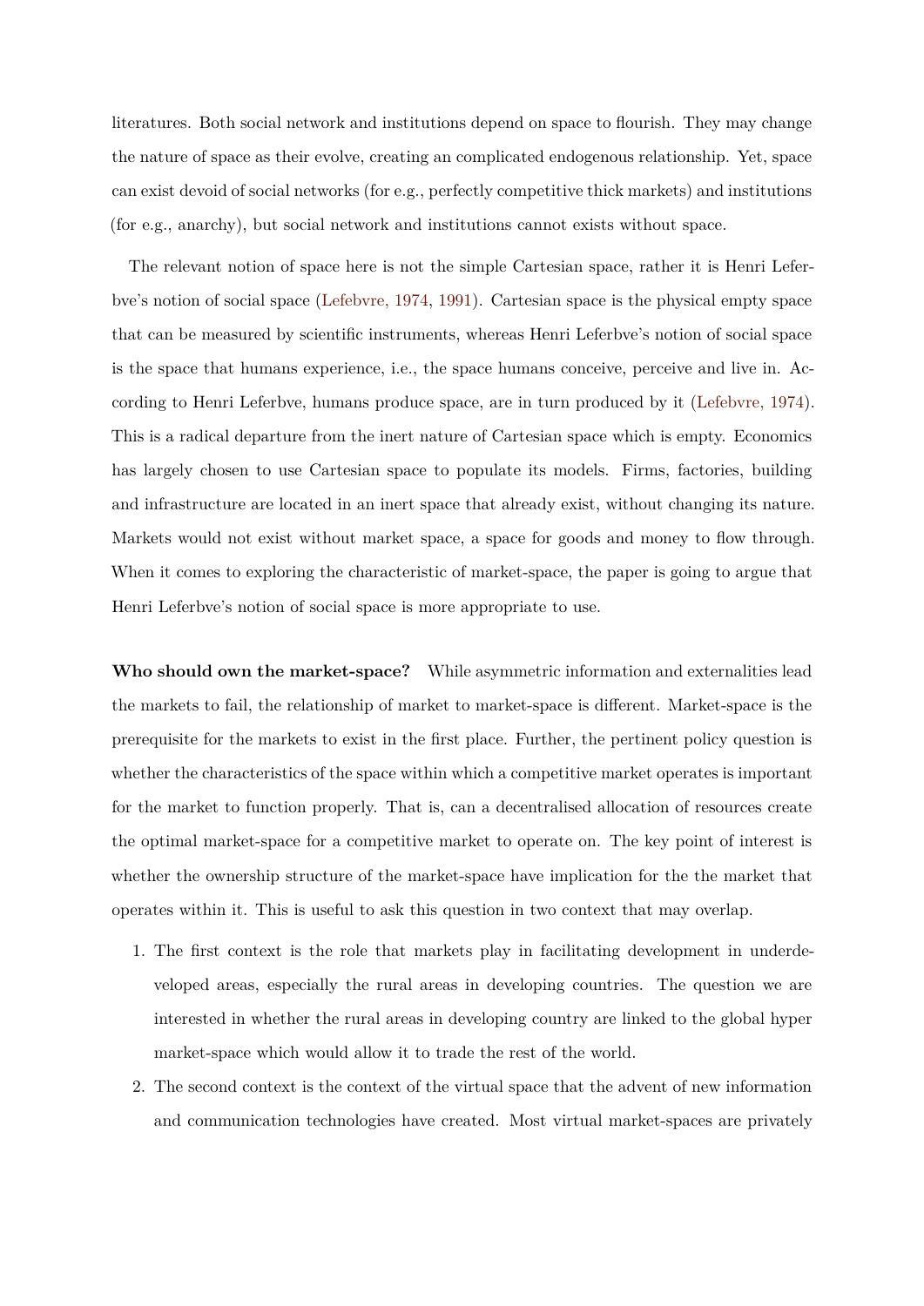literatures. Both social network and institutions depend on space to flourish. They may change the nature of space as their evolve, creating an complicated endogenous relationship. Yet, space can exist devoid of social networks (for e.g., perfectly competitive thick markets) and institutions (for e.g., anarchy), but social network and institutions cannot exists without space.

The relevant notion of space here is not the simple Cartesian space, rather it is Henri Leferbve's notion of social space (Lefebvre, 1974, 1991). Cartesian space is the physical empty space that can be measured by scientific instruments, whereas Henri Leferbve's notion of social space is the space that humans experience, i.e., the space humans conceive, perceive and live in. According to Henri Leferbve, humans produce space, are in turn produced by it (Lefebvre, 1974). This is a radical departure from the inert nature of Cartesian space which is empty. Economics has largely chosen to use Cartesian space to populate its models. Firms, factories, building and infrastructure are located in an inert space that already exist, without changing its nature. Markets would not exist without market space, a space for goods and money to flow through. When it comes to exploring the characteristic of market-space, the paper is going to argue that Henri Leferbve's notion of social space is more appropriate to use.

**Who should own the market-space?** While asymmetric information and externalities lead the markets to fail, the relationship of market to market-space is different. Market-space is the prerequisite for the markets to exist in the first place. Further, the pertinent policy question is whether the characteristics of the space within which a competitive market operates is important for the market to function properly. That is, can a decentralised allocation of resources create the optimal market-space for a competitive market to operate on. The key point of interest is whether the ownership structure of the market-space have implication for the the market that operates within it. This is useful to ask this question in two context that may overlap.

1. The first context is the role that markets play in facilitating development in underdeveloped areas, especially the rural areas in developing countries. The question we are interested in whether the rural areas in developing country are linked to the global hyper market-space which would allow it to trade the rest of the world.
2. The second context is the context of the virtual space that the advent of new information and communication technologies have created. Most virtual market-spaces are privately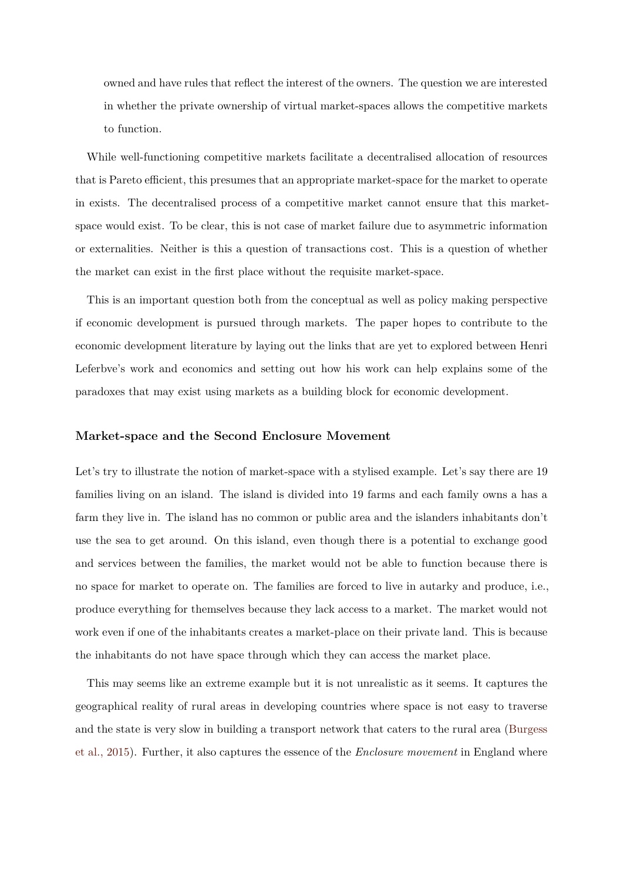owned and have rules that reflect the interest of the owners. The question we are interested in whether the private ownership of virtual market-spaces allows the competitive markets to function.

While well-functioning competitive markets facilitate a decentralised allocation of resources that is Pareto efficient, this presumes that an appropriate market-space for the market to operate in exists. The decentralised process of a competitive market cannot ensure that this market-space would exist. To be clear, this is not case of market failure due to asymmetric information or externalities. Neither is this a question of transactions cost. This is a question of whether the market can exist in the first place without the requisite market-space.

This is an important question both from the conceptual as well as policy making perspective if economic development is pursued through markets. The paper hopes to contribute to the economic development literature by laying out the links that are yet to explored between Henri Leferbve's work and economics and setting out how his work can help explains some of the paradoxes that may exist using markets as a building block for economic development.

### Market-space and the Second Enclosure Movement

Let's try to illustrate the notion of market-space with a stylised example. Let's say there are 19 families living on an island. The island is divided into 19 farms and each family owns a has a farm they live in. The island has no common or public area and the islanders inhabitants don't use the sea to get around. On this island, even though there is a potential to exchange good and services between the families, the market would not be able to function because there is no space for market to operate on. The families are forced to live in autarky and produce, i.e., produce everything for themselves because they lack access to a market. The market would not work even if one of the inhabitants creates a market-place on their private land. This is because the inhabitants do not have space through which they can access the market place.

This may seems like an extreme example but it is not unrealistic as it seems. It captures the geographical reality of rural areas in developing countries where space is not easy to traverse and the state is very slow in building a transport network that caters to the rural area (Burgess et al., 2015). Further, it also captures the essence of the *Enclosure movement* in England where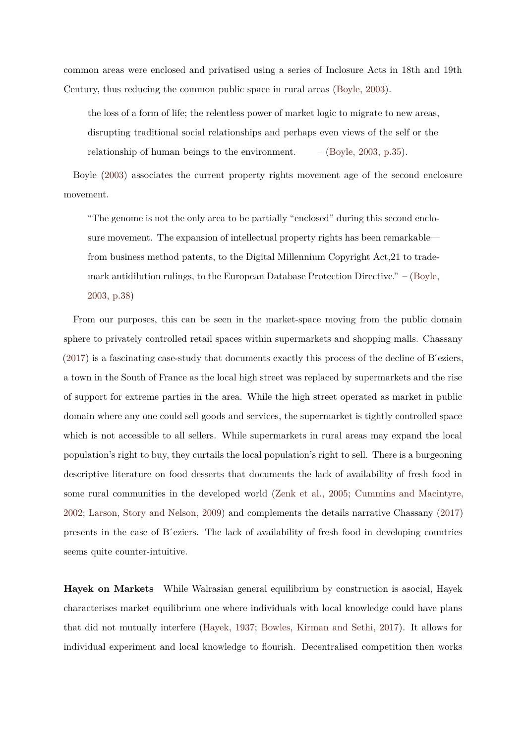common areas were enclosed and privatised using a series of Inclosure Acts in 18th and 19th Century, thus reducing the common public space in rural areas (Boyle, 2003).

> the loss of a form of life; the relentless power of market logic to migrate to new areas, disrupting traditional social relationships and perhaps even views of the self or the relationship of human beings to the environment. – (Boyle, 2003, p.35).

Boyle (2003) associates the current property rights movement age of the second enclosure movement.

> "The genome is not the only area to be partially "enclosed" during this second enclosure movement. The expansion of intellectual property rights has been remarkable—from business method patents, to the Digital Millennium Copyright Act,21 to trademark antidilution rulings, to the European Database Protection Directive." – (Boyle, 2003, p.38)

From our purposes, this can be seen in the market-space moving from the public domain sphere to privately controlled retail spaces within supermarkets and shopping malls. Chassany (2017) is a fascinating case-study that documents exactly this process of the decline of Béziers, a town in the South of France as the local high street was replaced by supermarkets and the rise of support for extreme parties in the area. While the high street operated as market in public domain where any one could sell goods and services, the supermarket is tightly controlled space which is not accessible to all sellers. While supermarkets in rural areas may expand the local population's right to buy, they curtails the local population's right to sell. There is a burgeoning descriptive literature on food desserts that documents the lack of availability of fresh food in some rural communities in the developed world (Zenk et al., 2005; Cummins and Macintyre, 2002; Larson, Story and Nelson, 2009) and complements the details narrative Chassany (2017) presents in the case of Béziers. The lack of availability of fresh food in developing countries seems quite counter-intuitive.

**Hayek on Markets** While Walrasian general equilibrium by construction is asocial, Hayek characterises market equilibrium one where individuals with local knowledge could have plans that did not mutually interfere (Hayek, 1937; Bowles, Kirman and Sethi, 2017). It allows for individual experiment and local knowledge to flourish. Decentralised competition then works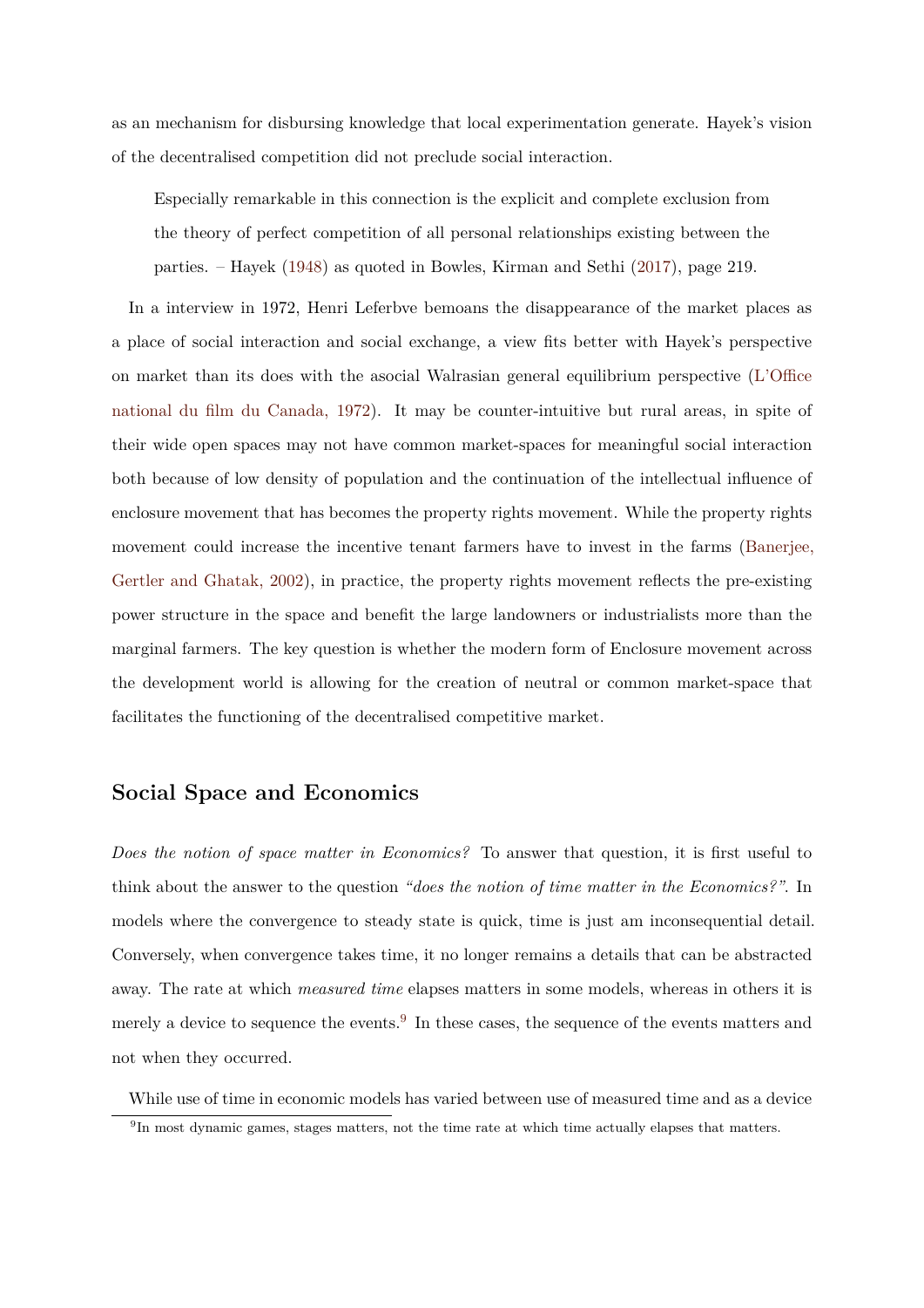as an mechanism for disbursing knowledge that local experimentation generate. Hayek's vision of the decentralised competition did not preclude social interaction.

> Especially remarkable in this connection is the explicit and complete exclusion from the theory of perfect competition of all personal relationships existing between the parties. – Hayek (1948) as quoted in Bowles, Kirman and Sethi (2017), page 219.

In a interview in 1972, Henri Leferbve bemoans the disappearance of the market places as a place of social interaction and social exchange, a view fits better with Hayek's perspective on market than its does with the asocial Walrasian general equilibrium perspective (L'Office national du film du Canada, 1972). It may be counter-intuitive but rural areas, in spite of their wide open spaces may not have common market-spaces for meaningful social interaction both because of low density of population and the continuation of the intellectual influence of enclosure movement that has becomes the property rights movement. While the property rights movement could increase the incentive tenant farmers have to invest in the farms (Banerjee, Gertler and Ghatak, 2002), in practice, the property rights movement reflects the pre-existing power structure in the space and benefit the large landowners or industrialists more than the marginal farmers. The key question is whether the modern form of Enclosure movement across the development world is allowing for the creation of neutral or common market-space that facilitates the functioning of the decentralised competitive market.

## Social Space and Economics

*Does the notion of space matter in Economics?* To answer that question, it is first useful to think about the answer to the question *"does the notion of time matter in the Economics?"*. In models where the convergence to steady state is quick, time is just am inconsequential detail. Conversely, when convergence takes time, it no longer remains a details that can be abstracted away. The rate at which *measured time* elapses matters in some models, whereas in others it is merely a device to sequence the events.[9] In these cases, the sequence of the events matters and not when they occurred.

While use of time in economic models has varied between use of measured time and as a device

[9] In most dynamic games, stages matters, not the time rate at which time actually elapses that matters.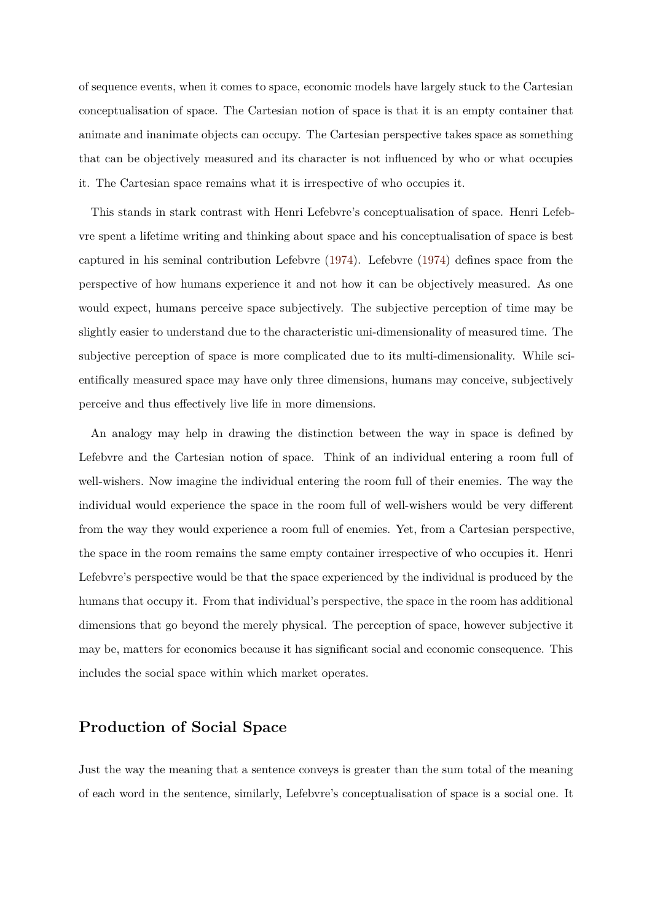of sequence events, when it comes to space, economic models have largely stuck to the Cartesian conceptualisation of space. The Cartesian notion of space is that it is an empty container that animate and inanimate objects can occupy. The Cartesian perspective takes space as something that can be objectively measured and its character is not influenced by who or what occupies it. The Cartesian space remains what it is irrespective of who occupies it.

This stands in stark contrast with Henri Lefebvre's conceptualisation of space. Henri Lefebvre spent a lifetime writing and thinking about space and his conceptualisation of space is best captured in his seminal contribution Lefebvre (1974). Lefebvre (1974) defines space from the perspective of how humans experience it and not how it can be objectively measured. As one would expect, humans perceive space subjectively. The subjective perception of time may be slightly easier to understand due to the characteristic uni-dimensionality of measured time. The subjective perception of space is more complicated due to its multi-dimensionality. While scientifically measured space may have only three dimensions, humans may conceive, subjectively perceive and thus effectively live life in more dimensions.

An analogy may help in drawing the distinction between the way in space is defined by Lefebvre and the Cartesian notion of space. Think of an individual entering a room full of well-wishers. Now imagine the individual entering the room full of their enemies. The way the individual would experience the space in the room full of well-wishers would be very different from the way they would experience a room full of enemies. Yet, from a Cartesian perspective, the space in the room remains the same empty container irrespective of who occupies it. Henri Lefebvre's perspective would be that the space experienced by the individual is produced by the humans that occupy it. From that individual's perspective, the space in the room has additional dimensions that go beyond the merely physical. The perception of space, however subjective it may be, matters for economics because it has significant social and economic consequence. This includes the social space within which market operates.

## Production of Social Space

Just the way the meaning that a sentence conveys is greater than the sum total of the meaning of each word in the sentence, similarly, Lefebvre's conceptualisation of space is a social one. It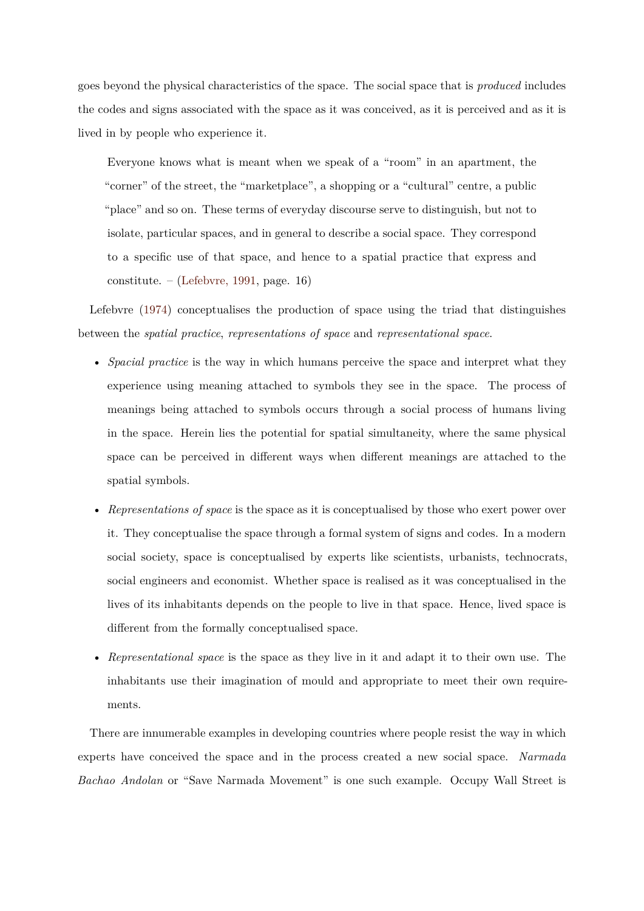goes beyond the physical characteristics of the space. The social space that is *produced* includes the codes and signs associated with the space as it was conceived, as it is perceived and as it is lived in by people who experience it.

> Everyone knows what is meant when we speak of a "room" in an apartment, the "corner" of the street, the "marketplace", a shopping or a "cultural" centre, a public "place" and so on. These terms of everyday discourse serve to distinguish, but not to isolate, particular spaces, and in general to describe a social space. They correspond to a specific use of that space, and hence to a spatial practice that express and constitute. – (Lefebvre, 1991, page. 16)

Lefebvre (1974) conceptualises the production of space using the triad that distinguishes between the *spatial practice*, *representations of space* and *representational space*.

- *Spacial practice* is the way in which humans perceive the space and interpret what they experience using meaning attached to symbols they see in the space. The process of meanings being attached to symbols occurs through a social process of humans living in the space. Herein lies the potential for spatial simultaneity, where the same physical space can be perceived in different ways when different meanings are attached to the spatial symbols.
- *Representations of space* is the space as it is conceptualised by those who exert power over it. They conceptualise the space through a formal system of signs and codes. In a modern social society, space is conceptualised by experts like scientists, urbanists, technocrats, social engineers and economist. Whether space is realised as it was conceptualised in the lives of its inhabitants depends on the people to live in that space. Hence, lived space is different from the formally conceptualised space.
- *Representational space* is the space as they live in it and adapt it to their own use. The inhabitants use their imagination of mould and appropriate to meet their own requirements.

There are innumerable examples in developing countries where people resist the way in which experts have conceived the space and in the process created a new social space. *Narmada Bachao Andolan* or "Save Narmada Movement" is one such example. Occupy Wall Street is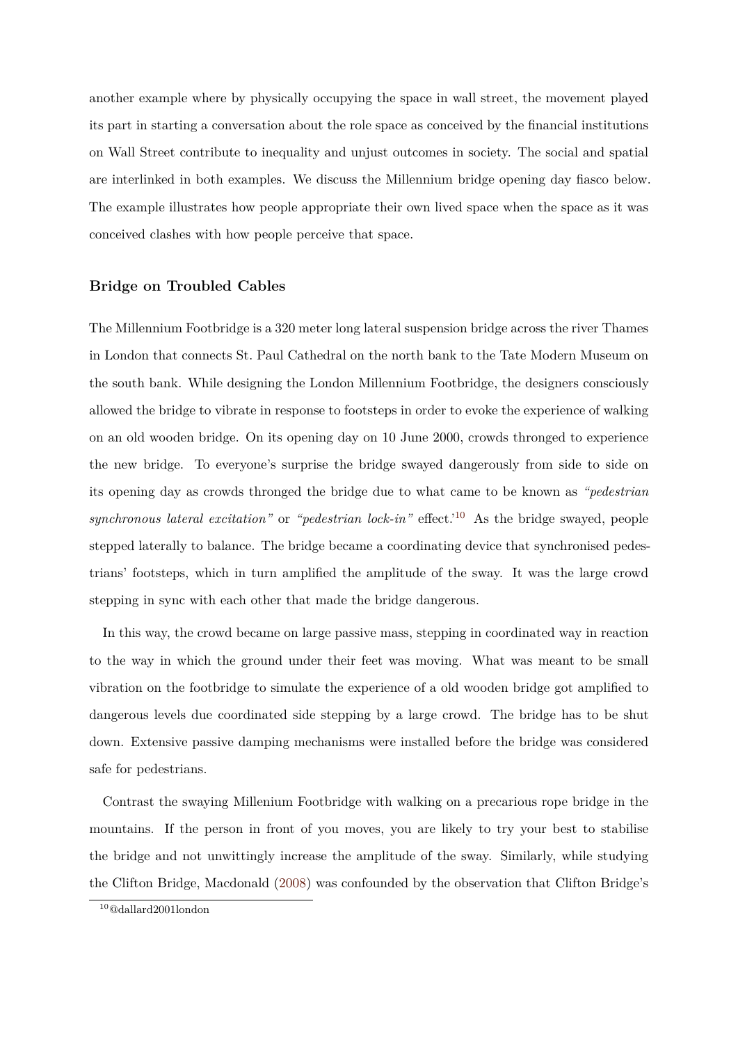another example where by physically occupying the space in wall street, the movement played its part in starting a conversation about the role space as conceived by the financial institutions on Wall Street contribute to inequality and unjust outcomes in society. The social and spatial are interlinked in both examples. We discuss the Millennium bridge opening day fiasco below. The example illustrates how people appropriate their own lived space when the space as it was conceived clashes with how people perceive that space.

### Bridge on Troubled Cables

The Millennium Footbridge is a 320 meter long lateral suspension bridge across the river Thames in London that connects St. Paul Cathedral on the north bank to the Tate Modern Museum on the south bank. While designing the London Millennium Footbridge, the designers consciously allowed the bridge to vibrate in response to footsteps in order to evoke the experience of walking on an old wooden bridge. On its opening day on 10 June 2000, crowds thronged to experience the new bridge. To everyone's surprise the bridge swayed dangerously from side to side on its opening day as crowds thronged the bridge due to what came to be known as *"pedestrian synchronous lateral excitation"* or *"pedestrian lock-in"* effect.'[10] As the bridge swayed, people stepped laterally to balance. The bridge became a coordinating device that synchronised pedestrians' footsteps, which in turn amplified the amplitude of the sway. It was the large crowd stepping in sync with each other that made the bridge dangerous.

In this way, the crowd became on large passive mass, stepping in coordinated way in reaction to the way in which the ground under their feet was moving. What was meant to be small vibration on the footbridge to simulate the experience of a old wooden bridge got amplified to dangerous levels due coordinated side stepping by a large crowd. The bridge has to be shut down. Extensive passive damping mechanisms were installed before the bridge was considered safe for pedestrians.

Contrast the swaying Millenium Footbridge with walking on a precarious rope bridge in the mountains. If the person in front of you moves, you are likely to try your best to stabilise the bridge and not unwittingly increase the amplitude of the sway. Similarly, while studying the Clifton Bridge, Macdonald (2008) was confounded by the observation that Clifton Bridge's

[10] @dallard2001london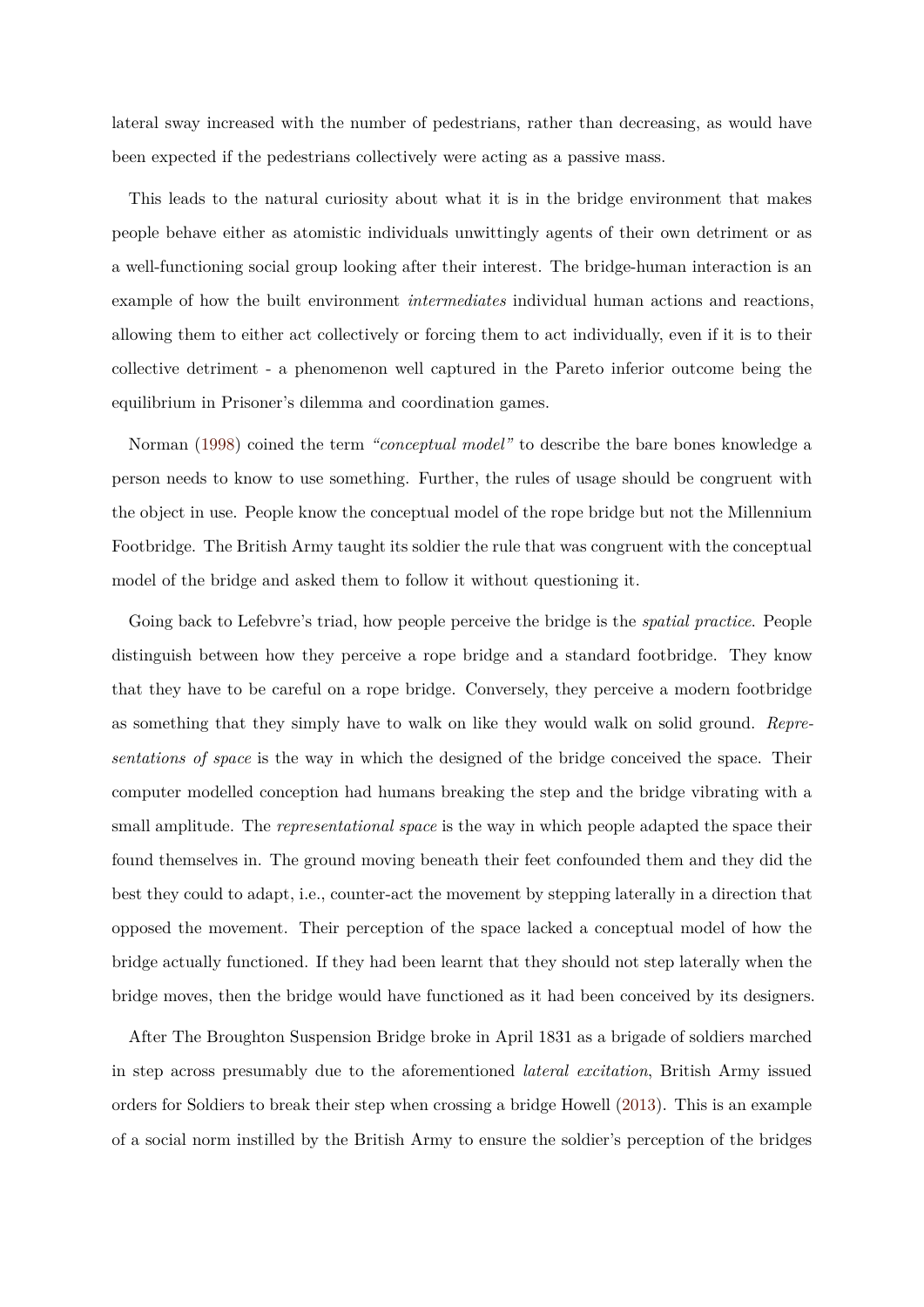lateral sway increased with the number of pedestrians, rather than decreasing, as would have been expected if the pedestrians collectively were acting as a passive mass.

This leads to the natural curiosity about what it is in the bridge environment that makes people behave either as atomistic individuals unwittingly agents of their own detriment or as a well-functioning social group looking after their interest. The bridge-human interaction is an example of how the built environment *intermediates* individual human actions and reactions, allowing them to either act collectively or forcing them to act individually, even if it is to their collective detriment - a phenomenon well captured in the Pareto inferior outcome being the equilibrium in Prisoner's dilemma and coordination games.

Norman (1998) coined the term *"conceptual model"* to describe the bare bones knowledge a person needs to know to use something. Further, the rules of usage should be congruent with the object in use. People know the conceptual model of the rope bridge but not the Millennium Footbridge. The British Army taught its soldier the rule that was congruent with the conceptual model of the bridge and asked them to follow it without questioning it.

Going back to Lefebvre's triad, how people perceive the bridge is the *spatial practice*. People distinguish between how they perceive a rope bridge and a standard footbridge. They know that they have to be careful on a rope bridge. Conversely, they perceive a modern footbridge as something that they simply have to walk on like they would walk on solid ground. *Representations of space* is the way in which the designed of the bridge conceived the space. Their computer modelled conception had humans breaking the step and the bridge vibrating with a small amplitude. The *representational space* is the way in which people adapted the space their found themselves in. The ground moving beneath their feet confounded them and they did the best they could to adapt, i.e., counter-act the movement by stepping laterally in a direction that opposed the movement. Their perception of the space lacked a conceptual model of how the bridge actually functioned. If they had been learnt that they should not step laterally when the bridge moves, then the bridge would have functioned as it had been conceived by its designers.

After The Broughton Suspension Bridge broke in April 1831 as a brigade of soldiers marched in step across presumably due to the aforementioned *lateral excitation*, British Army issued orders for Soldiers to break their step when crossing a bridge Howell (2013). This is an example of a social norm instilled by the British Army to ensure the soldier's perception of the bridges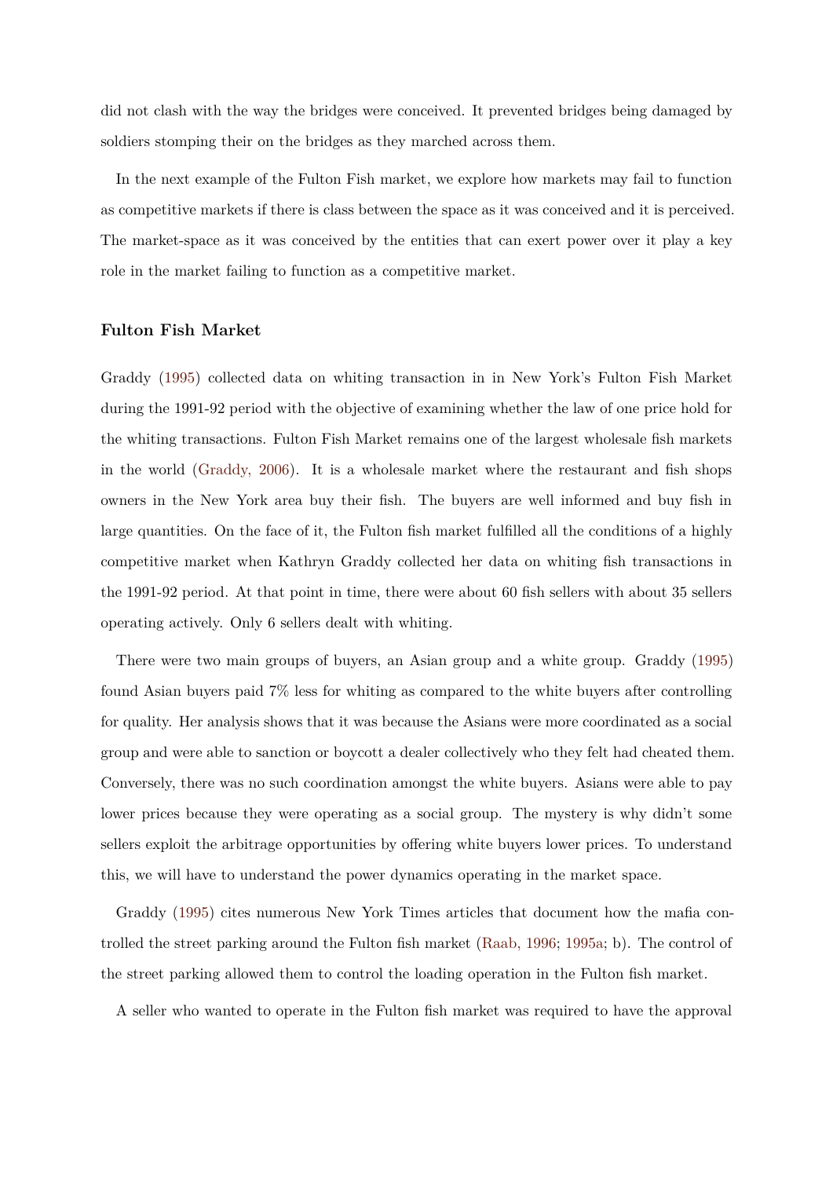did not clash with the way the bridges were conceived. It prevented bridges being damaged by soldiers stomping their on the bridges as they marched across them.

In the next example of the Fulton Fish market, we explore how markets may fail to function as competitive markets if there is class between the space as it was conceived and it is perceived. The market-space as it was conceived by the entities that can exert power over it play a key role in the market failing to function as a competitive market.

### Fulton Fish Market

Graddy (1995) collected data on whiting transaction in in New York's Fulton Fish Market during the 1991-92 period with the objective of examining whether the law of one price hold for the whiting transactions. Fulton Fish Market remains one of the largest wholesale fish markets in the world (Graddy, 2006). It is a wholesale market where the restaurant and fish shops owners in the New York area buy their fish. The buyers are well informed and buy fish in large quantities. On the face of it, the Fulton fish market fulfilled all the conditions of a highly competitive market when Kathryn Graddy collected her data on whiting fish transactions in the 1991-92 period. At that point in time, there were about 60 fish sellers with about 35 sellers operating actively. Only 6 sellers dealt with whiting.

There were two main groups of buyers, an Asian group and a white group. Graddy (1995) found Asian buyers paid 7% less for whiting as compared to the white buyers after controlling for quality. Her analysis shows that it was because the Asians were more coordinated as a social group and were able to sanction or boycott a dealer collectively who they felt had cheated them. Conversely, there was no such coordination amongst the white buyers. Asians were able to pay lower prices because they were operating as a social group. The mystery is why didn't some sellers exploit the arbitrage opportunities by offering white buyers lower prices. To understand this, we will have to understand the power dynamics operating in the market space.

Graddy (1995) cites numerous New York Times articles that document how the mafia controlled the street parking around the Fulton fish market (Raab, 1996; 1995a; b). The control of the street parking allowed them to control the loading operation in the Fulton fish market.

A seller who wanted to operate in the Fulton fish market was required to have the approval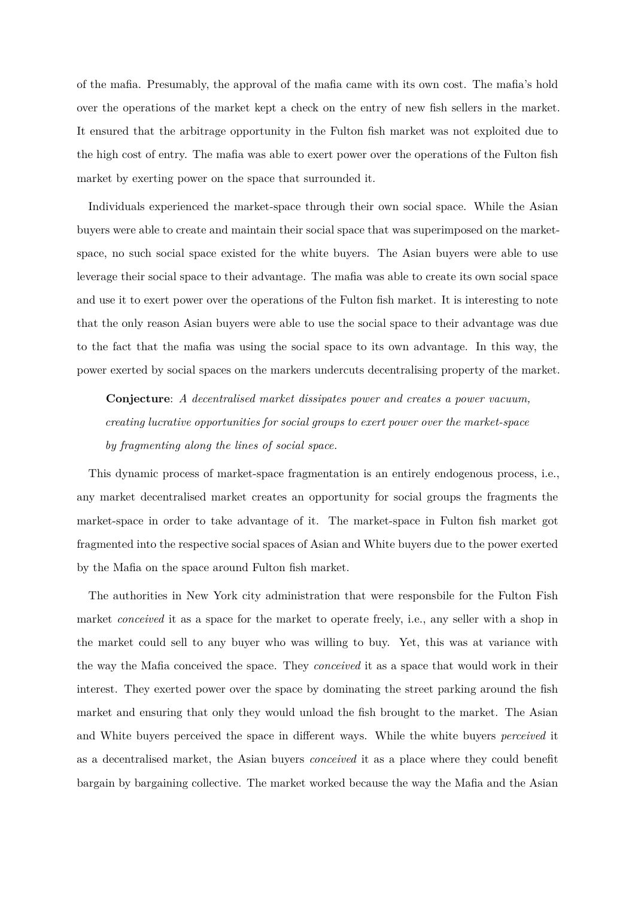of the mafia. Presumably, the approval of the mafia came with its own cost. The mafia's hold over the operations of the market kept a check on the entry of new fish sellers in the market. It ensured that the arbitrage opportunity in the Fulton fish market was not exploited due to the high cost of entry. The mafia was able to exert power over the operations of the Fulton fish market by exerting power on the space that surrounded it.

Individuals experienced the market-space through their own social space. While the Asian buyers were able to create and maintain their social space that was superimposed on the market-space, no such social space existed for the white buyers. The Asian buyers were able to use leverage their social space to their advantage. The mafia was able to create its own social space and use it to exert power over the operations of the Fulton fish market. It is interesting to note that the only reason Asian buyers were able to use the social space to their advantage was due to the fact that the mafia was using the social space to its own advantage. In this way, the power exerted by social spaces on the markers undercuts decentralising property of the market.

> **Conjecture**: *A decentralised market dissipates power and creates a power vacuum, creating lucrative opportunities for social groups to exert power over the market-space by fragmenting along the lines of social space.*

This dynamic process of market-space fragmentation is an entirely endogenous process, i.e., any market decentralised market creates an opportunity for social groups the fragments the market-space in order to take advantage of it. The market-space in Fulton fish market got fragmented into the respective social spaces of Asian and White buyers due to the power exerted by the Mafia on the space around Fulton fish market.

The authorities in New York city administration that were responsbile for the Fulton Fish market *conceived* it as a space for the market to operate freely, i.e., any seller with a shop in the market could sell to any buyer who was willing to buy. Yet, this was at variance with the way the Mafia conceived the space. They *conceived* it as a space that would work in their interest. They exerted power over the space by dominating the street parking around the fish market and ensuring that only they would unload the fish brought to the market. The Asian and White buyers perceived the space in different ways. While the white buyers *perceived* it as a decentralised market, the Asian buyers *conceived* it as a place where they could benefit bargain by bargaining collective. The market worked because the way the Mafia and the Asian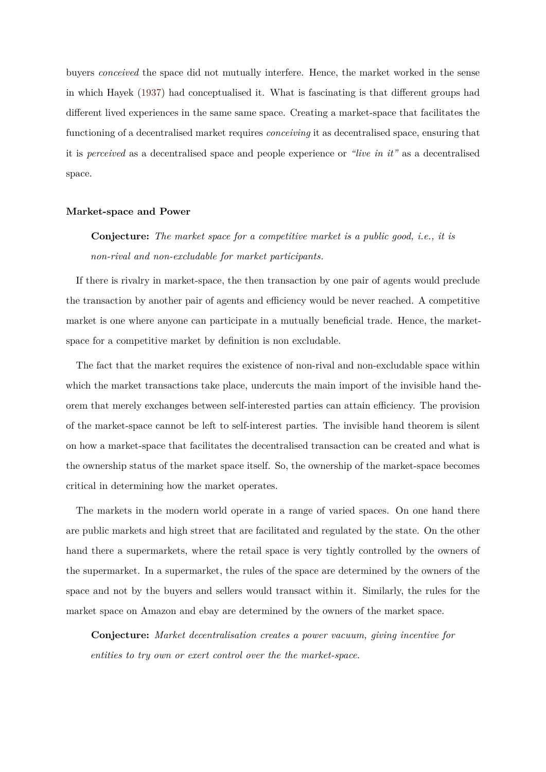buyers *conceived* the space did not mutually interfere. Hence, the market worked in the sense in which Hayek (1937) had conceptualised it. What is fascinating is that different groups had different lived experiences in the same same space. Creating a market-space that facilitates the functioning of a decentralised market requires *conceiving* it as decentralised space, ensuring that it is *perceived* as a decentralised space and people experience or *"live in it"* as a decentralised space.

**Market-space and Power**

> **Conjecture:** *The market space for a competitive market is a public good, i.e., it is non-rival and non-excludable for market participants.*

If there is rivalry in market-space, the then transaction by one pair of agents would preclude the transaction by another pair of agents and efficiency would be never reached. A competitive market is one where anyone can participate in a mutually beneficial trade. Hence, the market-space for a competitive market by definition is non excludable.

The fact that the market requires the existence of non-rival and non-excludable space within which the market transactions take place, undercuts the main import of the invisible hand theorem that merely exchanges between self-interested parties can attain efficiency. The provision of the market-space cannot be left to self-interest parties. The invisible hand theorem is silent on how a market-space that facilitates the decentralised transaction can be created and what is the ownership status of the market space itself. So, the ownership of the market-space becomes critical in determining how the market operates.

The markets in the modern world operate in a range of varied spaces. On one hand there are public markets and high street that are facilitated and regulated by the state. On the other hand there a supermarkets, where the retail space is very tightly controlled by the owners of the supermarket. In a supermarket, the rules of the space are determined by the owners of the space and not by the buyers and sellers would transact within it. Similarly, the rules for the market space on Amazon and ebay are determined by the owners of the market space.

> **Conjecture:** *Market decentralisation creates a power vacuum, giving incentive for entities to try own or exert control over the the market-space.*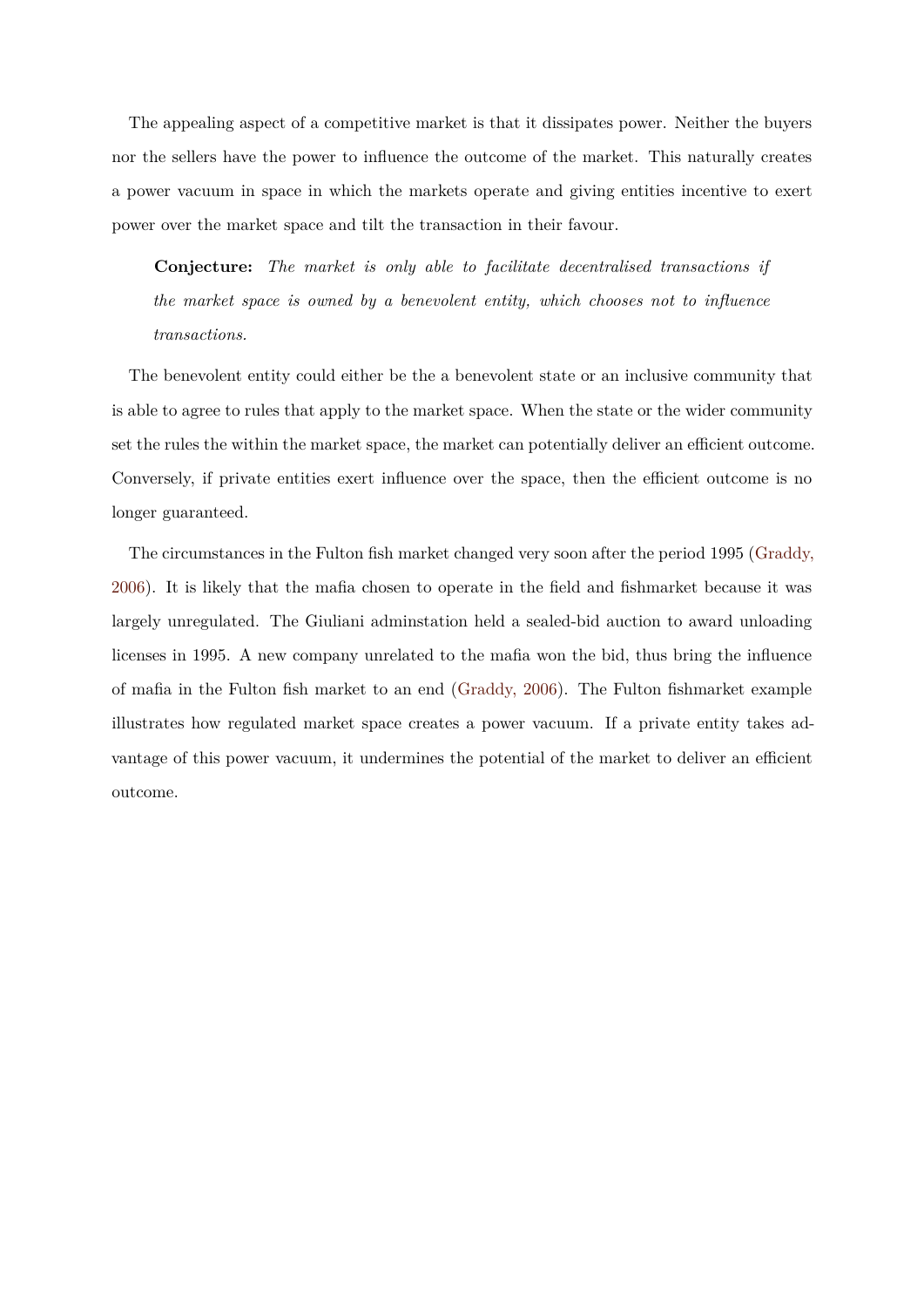The appealing aspect of a competitive market is that it dissipates power. Neither the buyers nor the sellers have the power to influence the outcome of the market. This naturally creates a power vacuum in space in which the markets operate and giving entities incentive to exert power over the market space and tilt the transaction in their favour.

> **Conjecture:** *The market is only able to facilitate decentralised transactions if the market space is owned by a benevolent entity, which chooses not to influence transactions.*

The benevolent entity could either be the a benevolent state or an inclusive community that is able to agree to rules that apply to the market space. When the state or the wider community set the rules the within the market space, the market can potentially deliver an efficient outcome. Conversely, if private entities exert influence over the space, then the efficient outcome is no longer guaranteed.

The circumstances in the Fulton fish market changed very soon after the period 1995 (Graddy, 2006). It is likely that the mafia chosen to operate in the field and fishmarket because it was largely unregulated. The Giuliani adminstation held a sealed-bid auction to award unloading licenses in 1995. A new company unrelated to the mafia won the bid, thus bring the influence of mafia in the Fulton fish market to an end (Graddy, 2006). The Fulton fishmarket example illustrates how regulated market space creates a power vacuum. If a private entity takes advantage of this power vacuum, it undermines the potential of the market to deliver an efficient outcome.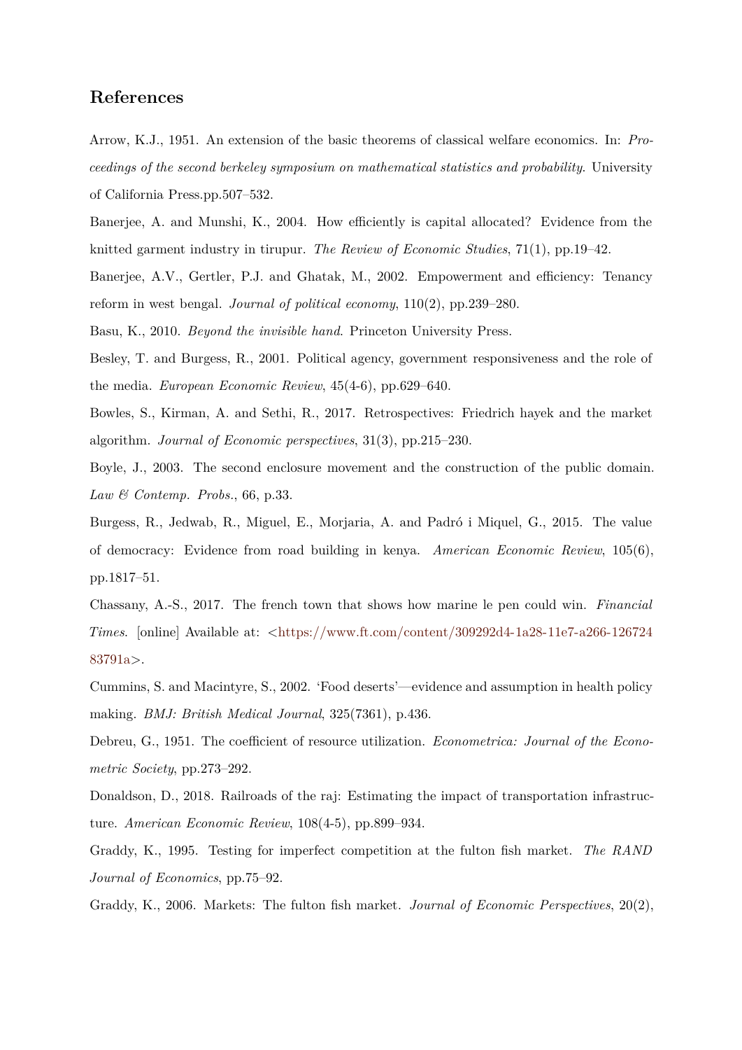## References

Arrow, K.J., 1951. An extension of the basic theorems of classical welfare economics. In: *Proceedings of the second berkeley symposium on mathematical statistics and probability*. University of California Press.pp.507–532.

Banerjee, A. and Munshi, K., 2004. How efficiently is capital allocated? Evidence from the knitted garment industry in tirupur. *The Review of Economic Studies*, 71(1), pp.19–42.

Banerjee, A.V., Gertler, P.J. and Ghatak, M., 2002. Empowerment and efficiency: Tenancy reform in west bengal. *Journal of political economy*, 110(2), pp.239–280.

Basu, K., 2010. *Beyond the invisible hand*. Princeton University Press.

Besley, T. and Burgess, R., 2001. Political agency, government responsiveness and the role of the media. *European Economic Review*, 45(4-6), pp.629–640.

Bowles, S., Kirman, A. and Sethi, R., 2017. Retrospectives: Friedrich hayek and the market algorithm. *Journal of Economic perspectives*, 31(3), pp.215–230.

Boyle, J., 2003. The second enclosure movement and the construction of the public domain. *Law & Contemp. Probs.*, 66, p.33.

Burgess, R., Jedwab, R., Miguel, E., Morjaria, A. and Padró i Miquel, G., 2015. The value of democracy: Evidence from road building in kenya. *American Economic Review*, 105(6), pp.1817–51.

Chassany, A.-S., 2017. The french town that shows how marine le pen could win. *Financial Times*. [online] Available at: <https://www.ft.com/content/309292d4-1a28-11e7-a266-12672483791a>.

Cummins, S. and Macintyre, S., 2002. 'Food deserts'—evidence and assumption in health policy making. *BMJ: British Medical Journal*, 325(7361), p.436.

Debreu, G., 1951. The coefficient of resource utilization. *Econometrica: Journal of the Econometric Society*, pp.273–292.

Donaldson, D., 2018. Railroads of the raj: Estimating the impact of transportation infrastructure. *American Economic Review*, 108(4-5), pp.899–934.

Graddy, K., 1995. Testing for imperfect competition at the fulton fish market. *The RAND Journal of Economics*, pp.75–92.

Graddy, K., 2006. Markets: The fulton fish market. *Journal of Economic Perspectives*, 20(2),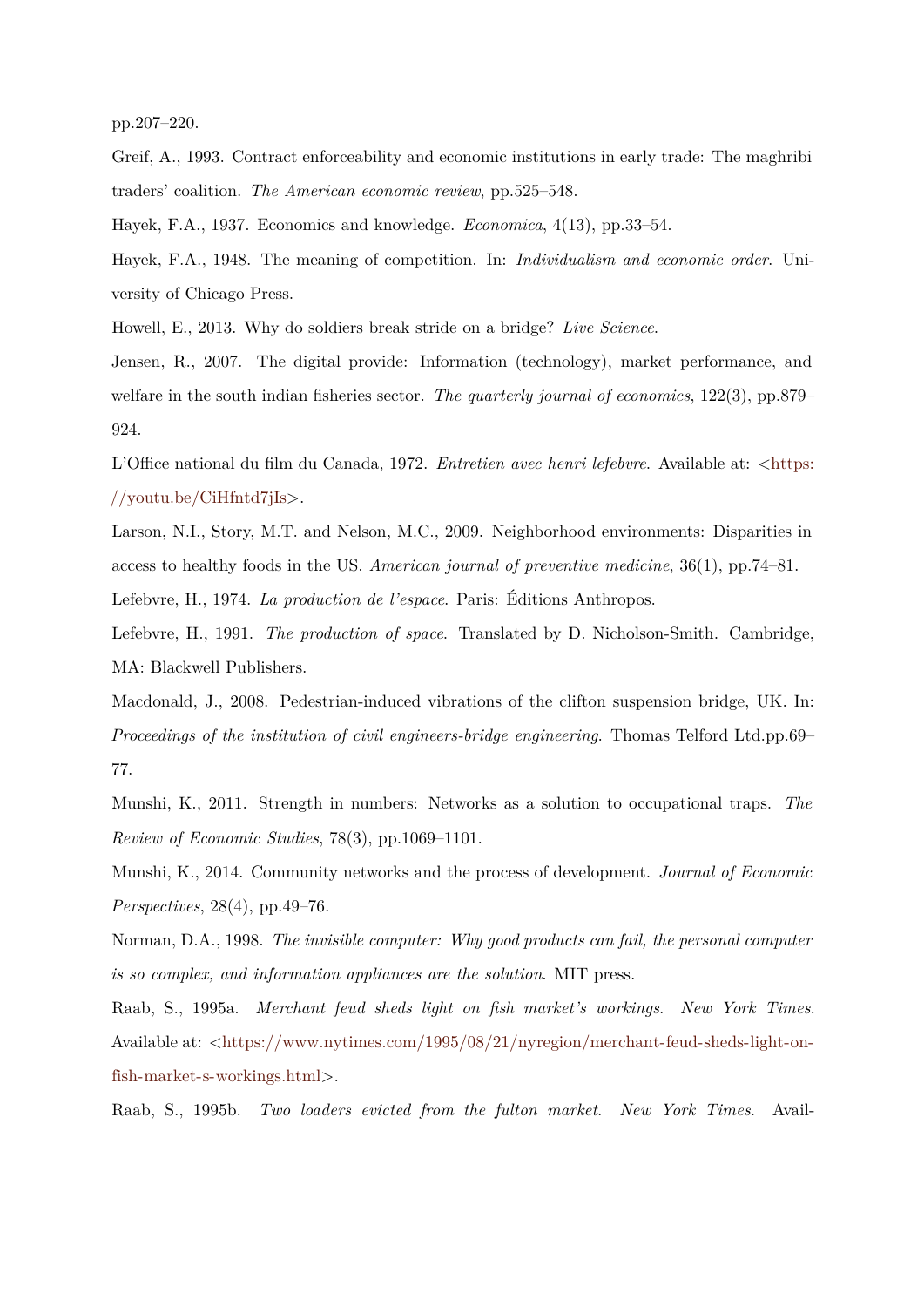pp.207–220.

Greif, A., 1993. Contract enforceability and economic institutions in early trade: The maghribi traders' coalition. *The American economic review*, pp.525–548.

Hayek, F.A., 1937. Economics and knowledge. *Economica*, 4(13), pp.33–54.

Hayek, F.A., 1948. The meaning of competition. In: *Individualism and economic order*. University of Chicago Press.

Howell, E., 2013. Why do soldiers break stride on a bridge? *Live Science*.

Jensen, R., 2007. The digital provide: Information (technology), market performance, and welfare in the south indian fisheries sector. *The quarterly journal of economics*, 122(3), pp.879–924.

L'Office national du film du Canada, 1972. *Entretien avec henri lefebvre*. Available at: <https://youtu.be/CiHfntd7jIs>.

Larson, N.I., Story, M.T. and Nelson, M.C., 2009. Neighborhood environments: Disparities in access to healthy foods in the US. *American journal of preventive medicine*, 36(1), pp.74–81.

Lefebvre, H., 1974. *La production de l'espace*. Paris: Éditions Anthropos.

Lefebvre, H., 1991. *The production of space*. Translated by D. Nicholson-Smith. Cambridge, MA: Blackwell Publishers.

Macdonald, J., 2008. Pedestrian-induced vibrations of the clifton suspension bridge, UK. In: *Proceedings of the institution of civil engineers-bridge engineering*. Thomas Telford Ltd.pp.69–77.

Munshi, K., 2011. Strength in numbers: Networks as a solution to occupational traps. *The Review of Economic Studies*, 78(3), pp.1069–1101.

Munshi, K., 2014. Community networks and the process of development. *Journal of Economic Perspectives*, 28(4), pp.49–76.

Norman, D.A., 1998. *The invisible computer: Why good products can fail, the personal computer is so complex, and information appliances are the solution*. MIT press.

Raab, S., 1995a. *Merchant feud sheds light on fish market's workings*. *New York Times*. Available at: <https://www.nytimes.com/1995/08/21/nyregion/merchant-feud-sheds-light-on-fish-market-s-workings.html>.

Raab, S., 1995b. *Two loaders evicted from the fulton market*. *New York Times*. Avail-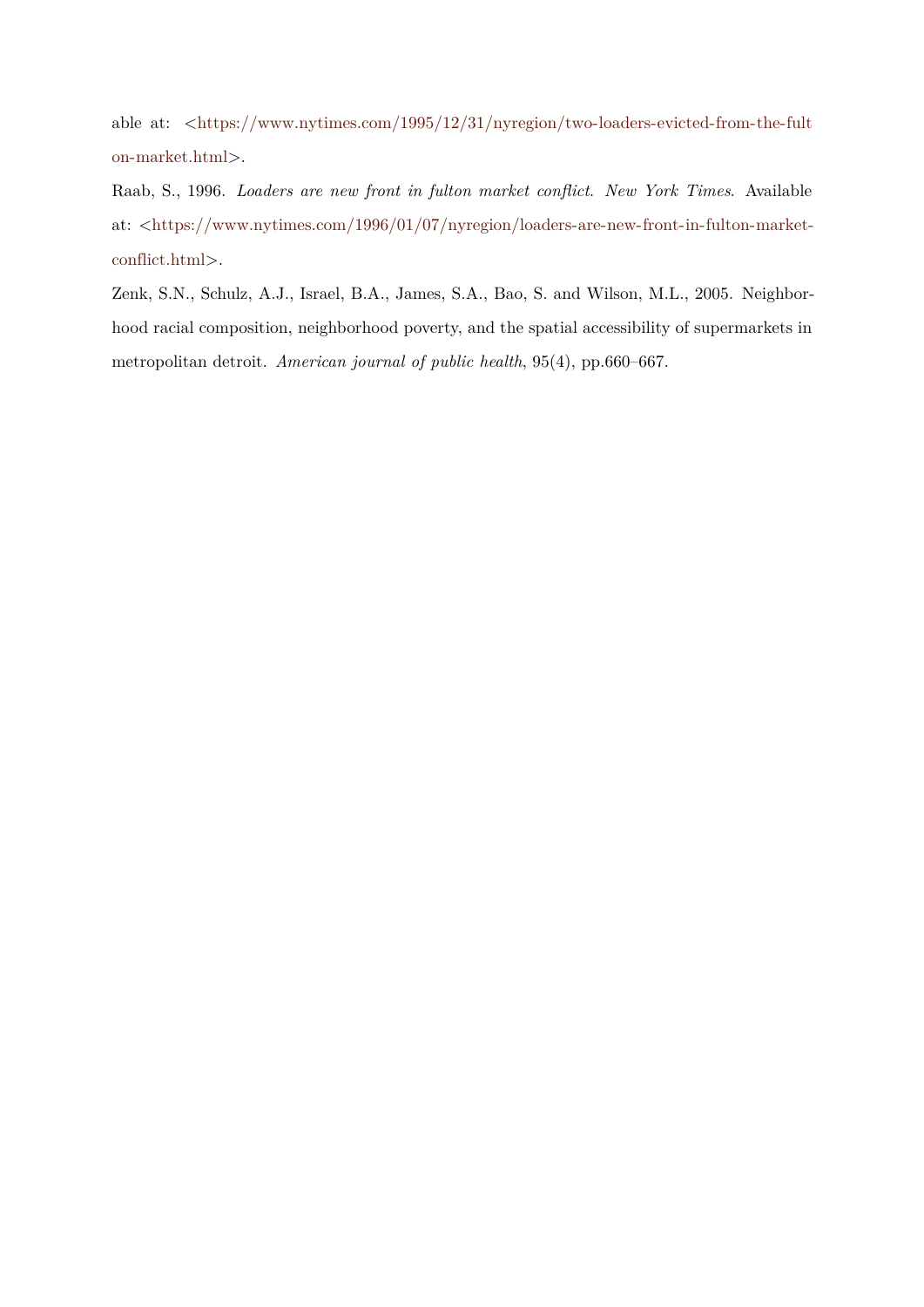able at: <https://www.nytimes.com/1995/12/31/nyregion/two-loaders-evicted-from-the-fulton-market.html>.

Raab, S., 1996. *Loaders are new front in fulton market conflict*. *New York Times*. Available at: <https://www.nytimes.com/1996/01/07/nyregion/loaders-are-new-front-in-fulton-market-conflict.html>.

Zenk, S.N., Schulz, A.J., Israel, B.A., James, S.A., Bao, S. and Wilson, M.L., 2005. Neighborhood racial composition, neighborhood poverty, and the spatial accessibility of supermarkets in metropolitan detroit. *American journal of public health*, 95(4), pp.660–667.